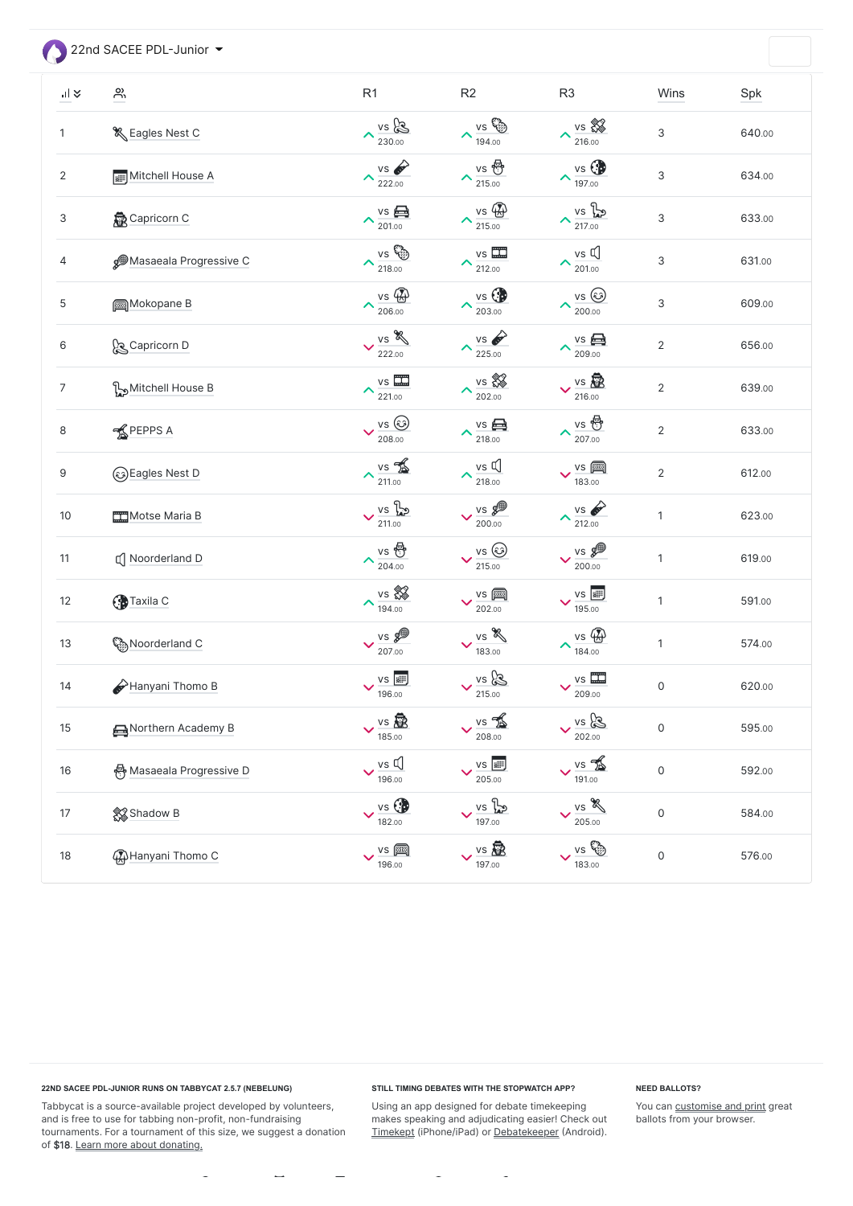# 22nd SACEE PDL-Junior

| | | R1 | R2 | R3 | Wins | Spk |
|---|---|---|---|---|---|---|
| 1 | Eagles Nest C | vs 230.00 | vs 194.00 | vs 216.00 | 3 | 640.00 |
| 2 | Mitchell House A | vs 222.00 | vs 215.00 | vs 197.00 | 3 | 634.00 |
| 3 | Capricorn C | vs 201.00 | vs 215.00 | vs 217.00 | 3 | 633.00 |
| 4 | Masaeala Progressive C | vs 218.00 | vs 212.00 | vs 201.00 | 3 | 631.00 |
| 5 | Mokopane B | vs 206.00 | vs 203.00 | vs 200.00 | 3 | 609.00 |
| 6 | Capricorn D | vs 222.00 | vs 225.00 | vs 209.00 | 2 | 656.00 |
| 7 | Mitchell House B | vs 221.00 | vs 202.00 | vs 216.00 | 2 | 639.00 |
| 8 | PEPPS A | vs 208.00 | vs 218.00 | vs 207.00 | 2 | 633.00 |
| 9 | Eagles Nest D | vs 211.00 | vs 218.00 | vs 183.00 | 2 | 612.00 |
| 10 | Motse Maria B | vs 211.00 | vs 200.00 | vs 212.00 | 1 | 623.00 |
| 11 | Noorderland D | vs 204.00 | vs 215.00 | vs 200.00 | 1 | 619.00 |
| 12 | Taxila C | vs 194.00 | vs 202.00 | vs 195.00 | 1 | 591.00 |
| 13 | Noorderland C | vs 207.00 | vs 183.00 | vs 184.00 | 1 | 574.00 |
| 14 | Hanyani Thomo B | vs 196.00 | vs 215.00 | vs 209.00 | 0 | 620.00 |
| 15 | Northern Academy B | vs 185.00 | vs 208.00 | vs 202.00 | 0 | 595.00 |
| 16 | Masaeala Progressive D | vs 196.00 | vs 205.00 | vs 191.00 | 0 | 592.00 |
| 17 | Shadow B | vs 182.00 | vs 197.00 | vs 205.00 | 0 | 584.00 |
| 18 | Hanyani Thomo C | vs 196.00 | vs 197.00 | vs 183.00 | 0 | 576.00 |

**22ND SACEE PDL-JUNIOR RUNS ON TABBYCAT 2.5.7 (NEBELUNG)**

Tabbycat is a source-available project developed by volunteers, and is free to use for tabbing non-profit, non-fundraising tournaments. For a tournament of this size, we suggest a donation of $18. Learn more about donating.

**STILL TIMING DEBATES WITH THE STOPWATCH APP?**

Using an app designed for debate timekeeping makes speaking and adjudicating easier! Check out Timekept (iPhone/iPad) or Debatekeeper (Android).

**NEED BALLOTS?**

You can customise and print great ballots from your browser.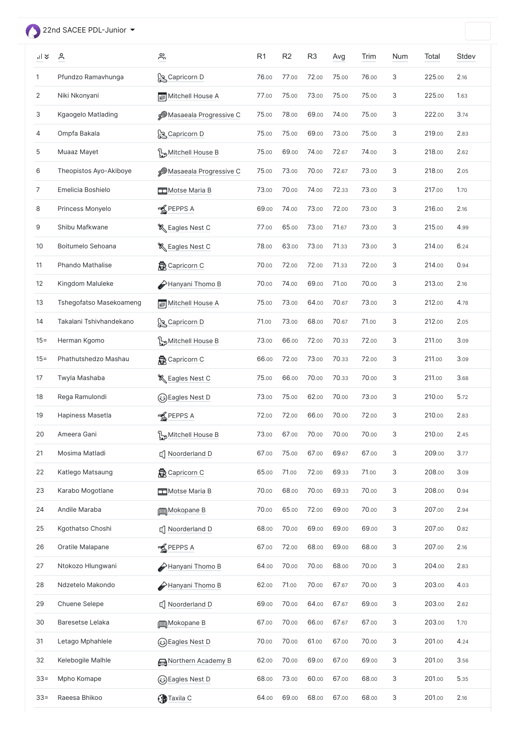22nd SACEE PDL-Junior

| | | | R1 | R2 | R3 | Avg | Trim | Num | Total | Stdev |
|---|---|---|---|---|---|---|---|---|---|---|
| 1 | Pfundzo Ramavhunga | Capricorn D | 76.00 | 77.00 | 72.00 | 75.00 | 76.00 | 3 | 225.00 | 2.16 |
| 2 | Niki Nkonyani | Mitchell House A | 77.00 | 75.00 | 73.00 | 75.00 | 75.00 | 3 | 225.00 | 1.63 |
| 3 | Kgaogelo Matlading | Masaeala Progressive C | 75.00 | 78.00 | 69.00 | 74.00 | 75.00 | 3 | 222.00 | 3.74 |
| 4 | Ompfa Bakala | Capricorn D | 75.00 | 75.00 | 69.00 | 73.00 | 75.00 | 3 | 219.00 | 2.83 |
| 5 | Muaaz Mayet | Mitchell House B | 75.00 | 69.00 | 74.00 | 72.67 | 74.00 | 3 | 218.00 | 2.62 |
| 6 | Theopistos Ayo-Akiboye | Masaeala Progressive C | 75.00 | 73.00 | 70.00 | 72.67 | 73.00 | 3 | 218.00 | 2.05 |
| 7 | Emelicia Boshielo | Motse Maria B | 73.00 | 70.00 | 74.00 | 72.33 | 73.00 | 3 | 217.00 | 1.70 |
| 8 | Princess Monyelo | PEPPS A | 69.00 | 74.00 | 73.00 | 72.00 | 73.00 | 3 | 216.00 | 2.16 |
| 9 | Shibu Mafkwane | Eagles Nest C | 77.00 | 65.00 | 73.00 | 71.67 | 73.00 | 3 | 215.00 | 4.99 |
| 10 | Boitumelo Sehoana | Eagles Nest C | 78.00 | 63.00 | 73.00 | 71.33 | 73.00 | 3 | 214.00 | 6.24 |
| 11 | Phando Mathalise | Capricorn C | 70.00 | 72.00 | 72.00 | 71.33 | 72.00 | 3 | 214.00 | 0.94 |
| 12 | Kingdom Maluleke | Hanyani Thomo B | 70.00 | 74.00 | 69.00 | 71.00 | 70.00 | 3 | 213.00 | 2.16 |
| 13 | Tshegofatso Masekoameng | Mitchell House A | 75.00 | 73.00 | 64.00 | 70.67 | 73.00 | 3 | 212.00 | 4.78 |
| 14 | Takalani Tshivhandekano | Capricorn D | 71.00 | 73.00 | 68.00 | 70.67 | 71.00 | 3 | 212.00 | 2.05 |
| 15= | Herman Kgomo | Mitchell House B | 73.00 | 66.00 | 72.00 | 70.33 | 72.00 | 3 | 211.00 | 3.09 |
| 15= | Phathutshedzo Mashau | Capricorn C | 66.00 | 72.00 | 73.00 | 70.33 | 72.00 | 3 | 211.00 | 3.09 |
| 17 | Twyla Mashaba | Eagles Nest C | 75.00 | 66.00 | 70.00 | 70.33 | 70.00 | 3 | 211.00 | 3.68 |
| 18 | Rega Ramulondi | Eagles Nest D | 73.00 | 75.00 | 62.00 | 70.00 | 73.00 | 3 | 210.00 | 5.72 |
| 19 | Hapiness Masetla | PEPPS A | 72.00 | 72.00 | 66.00 | 70.00 | 72.00 | 3 | 210.00 | 2.83 |
| 20 | Ameera Gani | Mitchell House B | 73.00 | 67.00 | 70.00 | 70.00 | 70.00 | 3 | 210.00 | 2.45 |
| 21 | Mosima Matladi | Noorderland D | 67.00 | 75.00 | 67.00 | 69.67 | 67.00 | 3 | 209.00 | 3.77 |
| 22 | Katlego Matsaung | Capricorn C | 65.00 | 71.00 | 72.00 | 69.33 | 71.00 | 3 | 208.00 | 3.09 |
| 23 | Karabo Mogotlane | Motse Maria B | 70.00 | 68.00 | 70.00 | 69.33 | 70.00 | 3 | 208.00 | 0.94 |
| 24 | Andile Maraba | Mokopane B | 70.00 | 65.00 | 72.00 | 69.00 | 70.00 | 3 | 207.00 | 2.94 |
| 25 | Kgothatso Choshi | Noorderland D | 68.00 | 70.00 | 69.00 | 69.00 | 69.00 | 3 | 207.00 | 0.82 |
| 26 | Oratile Malapane | PEPPS A | 67.00 | 72.00 | 68.00 | 69.00 | 68.00 | 3 | 207.00 | 2.16 |
| 27 | Ntokozo Hlungwani | Hanyani Thomo B | 64.00 | 70.00 | 70.00 | 68.00 | 70.00 | 3 | 204.00 | 2.83 |
| 28 | Ndzetelo Makondo | Hanyani Thomo B | 62.00 | 71.00 | 70.00 | 67.67 | 70.00 | 3 | 203.00 | 4.03 |
| 29 | Chuene Selepe | Noorderland D | 69.00 | 70.00 | 64.00 | 67.67 | 69.00 | 3 | 203.00 | 2.62 |
| 30 | Baresetse Lelaka | Mokopane B | 67.00 | 70.00 | 66.00 | 67.67 | 67.00 | 3 | 203.00 | 1.70 |
| 31 | Letago Mphahlele | Eagles Nest D | 70.00 | 70.00 | 61.00 | 67.00 | 70.00 | 3 | 201.00 | 4.24 |
| 32 | Kelebogile Malhle | Northern Academy B | 62.00 | 70.00 | 69.00 | 67.00 | 69.00 | 3 | 201.00 | 3.56 |
| 33= | Mpho Komape | Eagles Nest D | 68.00 | 73.00 | 60.00 | 67.00 | 68.00 | 3 | 201.00 | 5.35 |
| 33= | Raeesa Bhikoo | Taxila C | 64.00 | 69.00 | 68.00 | 67.00 | 68.00 | 3 | 201.00 | 2.16 |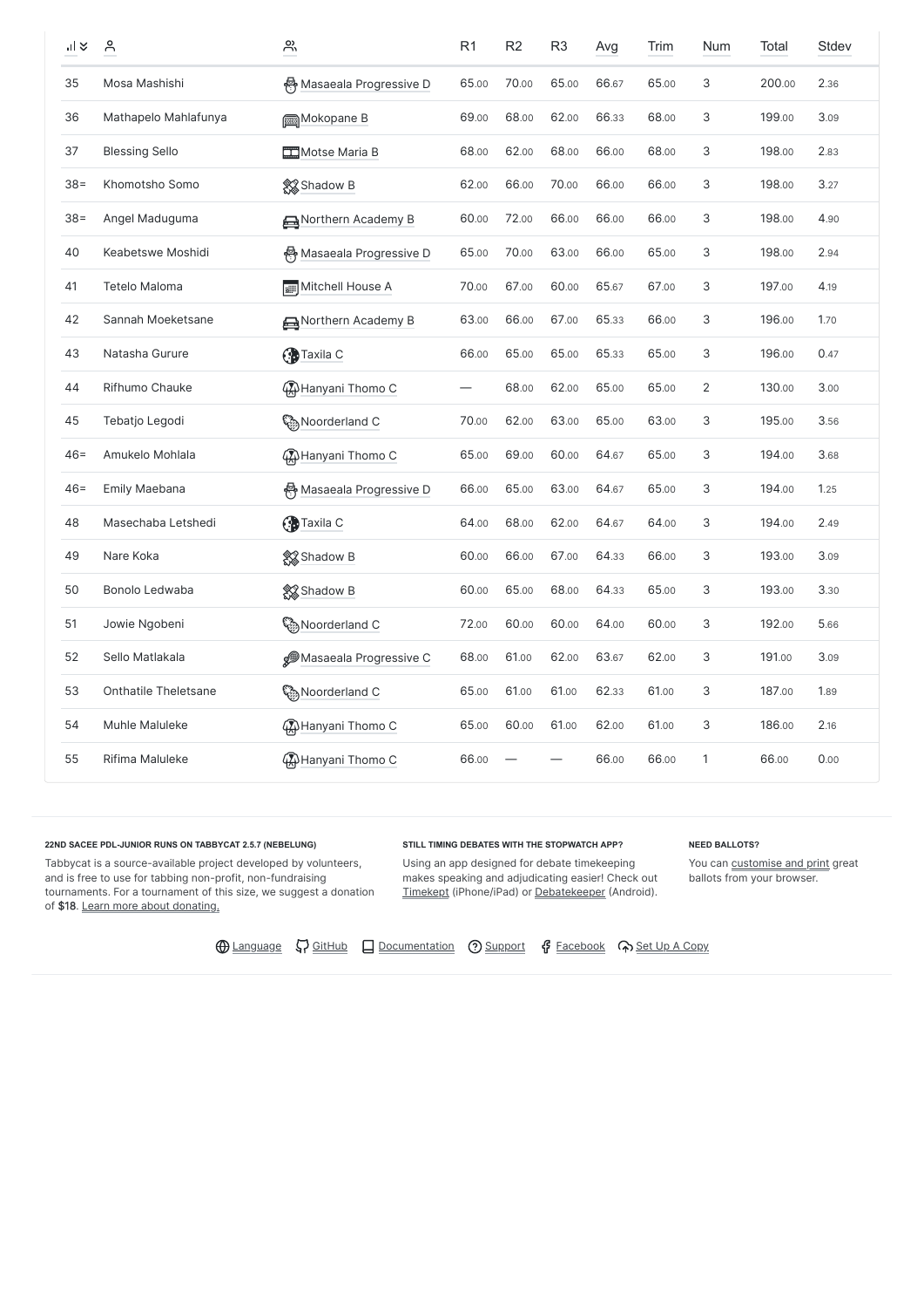| | | | R1 | R2 | R3 | Avg | Trim | Num | Total | Stdev |
|---|---|---|---|---|---|---|---|---|---|---|
| 35 | Mosa Mashishi | Masaeala Progressive D | 65.00 | 70.00 | 65.00 | 66.67 | 65.00 | 3 | 200.00 | 2.36 |
| 36 | Mathapelo Mahlafunya | Mokopane B | 69.00 | 68.00 | 62.00 | 66.33 | 68.00 | 3 | 199.00 | 3.09 |
| 37 | Blessing Sello | Motse Maria B | 68.00 | 62.00 | 68.00 | 66.00 | 68.00 | 3 | 198.00 | 2.83 |
| 38= | Khomotsho Somo | Shadow B | 62.00 | 66.00 | 70.00 | 66.00 | 66.00 | 3 | 198.00 | 3.27 |
| 38= | Angel Maduguma | Northern Academy B | 60.00 | 72.00 | 66.00 | 66.00 | 66.00 | 3 | 198.00 | 4.90 |
| 40 | Keabetswe Moshidi | Masaeala Progressive D | 65.00 | 70.00 | 63.00 | 66.00 | 65.00 | 3 | 198.00 | 2.94 |
| 41 | Tetelo Maloma | Mitchell House A | 70.00 | 67.00 | 60.00 | 65.67 | 67.00 | 3 | 197.00 | 4.19 |
| 42 | Sannah Moeketsane | Northern Academy B | 63.00 | 66.00 | 67.00 | 65.33 | 66.00 | 3 | 196.00 | 1.70 |
| 43 | Natasha Gurure | Taxila C | 66.00 | 65.00 | 65.00 | 65.33 | 65.00 | 3 | 196.00 | 0.47 |
| 44 | Rifhumo Chauke | Hanyani Thomo C | — | 68.00 | 62.00 | 65.00 | 65.00 | 2 | 130.00 | 3.00 |
| 45 | Tebatjo Legodi | Noorderland C | 70.00 | 62.00 | 63.00 | 65.00 | 63.00 | 3 | 195.00 | 3.56 |
| 46= | Amukelo Mohlala | Hanyani Thomo C | 65.00 | 69.00 | 60.00 | 64.67 | 65.00 | 3 | 194.00 | 3.68 |
| 46= | Emily Maebana | Masaeala Progressive D | 66.00 | 65.00 | 63.00 | 64.67 | 65.00 | 3 | 194.00 | 1.25 |
| 48 | Masechaba Letshedi | Taxila C | 64.00 | 68.00 | 62.00 | 64.67 | 64.00 | 3 | 194.00 | 2.49 |
| 49 | Nare Koka | Shadow B | 60.00 | 66.00 | 67.00 | 64.33 | 66.00 | 3 | 193.00 | 3.09 |
| 50 | Bonolo Ledwaba | Shadow B | 60.00 | 65.00 | 68.00 | 64.33 | 65.00 | 3 | 193.00 | 3.30 |
| 51 | Jowie Ngobeni | Noorderland C | 72.00 | 60.00 | 60.00 | 64.00 | 60.00 | 3 | 192.00 | 5.66 |
| 52 | Sello Matlakala | Masaeala Progressive C | 68.00 | 61.00 | 62.00 | 63.67 | 62.00 | 3 | 191.00 | 3.09 |
| 53 | Onthatile Theletsane | Noorderland C | 65.00 | 61.00 | 61.00 | 62.33 | 61.00 | 3 | 187.00 | 1.89 |
| 54 | Muhle Maluleke | Hanyani Thomo C | 65.00 | 60.00 | 61.00 | 62.00 | 61.00 | 3 | 186.00 | 2.16 |
| 55 | Rifima Maluleke | Hanyani Thomo C | 66.00 | — | — | 66.00 | 66.00 | 1 | 66.00 | 0.00 |

**22ND SACEE PDL-JUNIOR RUNS ON TABBYCAT 2.5.7 (NEBELUNG)**

Tabbycat is a source-available project developed by volunteers, and is free to use for tabbing non-profit, non-fundraising tournaments. For a tournament of this size, we suggest a donation of $18. Learn more about donating.

**STILL TIMING DEBATES WITH THE STOPWATCH APP?**

Using an app designed for debate timekeeping makes speaking and adjudicating easier! Check out Timekept (iPhone/iPad) or Debatekeeper (Android).

**NEED BALLOTS?**

You can customise and print great ballots from your browser.

Language GitHub Documentation Support Facebook Set Up A Copy